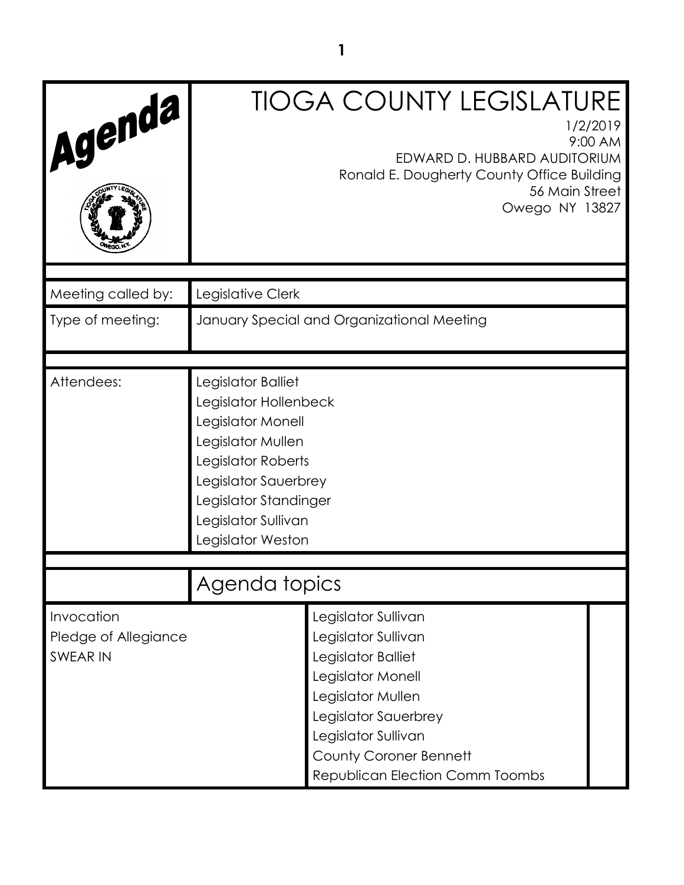# TIOGA COUNTY LEGISLATURE

1/2/2019
9:00 AM
EDWARD D. HUBBARD AUDITORIUM
Ronald E. Dougherty County Office Building
56 Main Street
Owego NY 13827

| | |
|---|---|
| Meeting called by: | Legislative Clerk |
| Type of meeting: | January Special and Organizational Meeting |
| Attendees: | Legislator Balliet<br>Legislator Hollenbeck<br>Legislator Monell<br>Legislator Mullen<br>Legislator Roberts<br>Legislator Sauerbrey<br>Legislator Standinger<br>Legislator Sullivan<br>Legislator Weston |

## Agenda topics

| | |
|---|---|
| Invocation | Legislator Sullivan |
| Pledge of Allegiance | Legislator Sullivan |
| SWEAR IN | Legislator Balliet<br>Legislator Monell<br>Legislator Mullen<br>Legislator Sauerbrey<br>Legislator Sullivan<br>County Coroner Bennett<br>Republican Election Comm Toombs |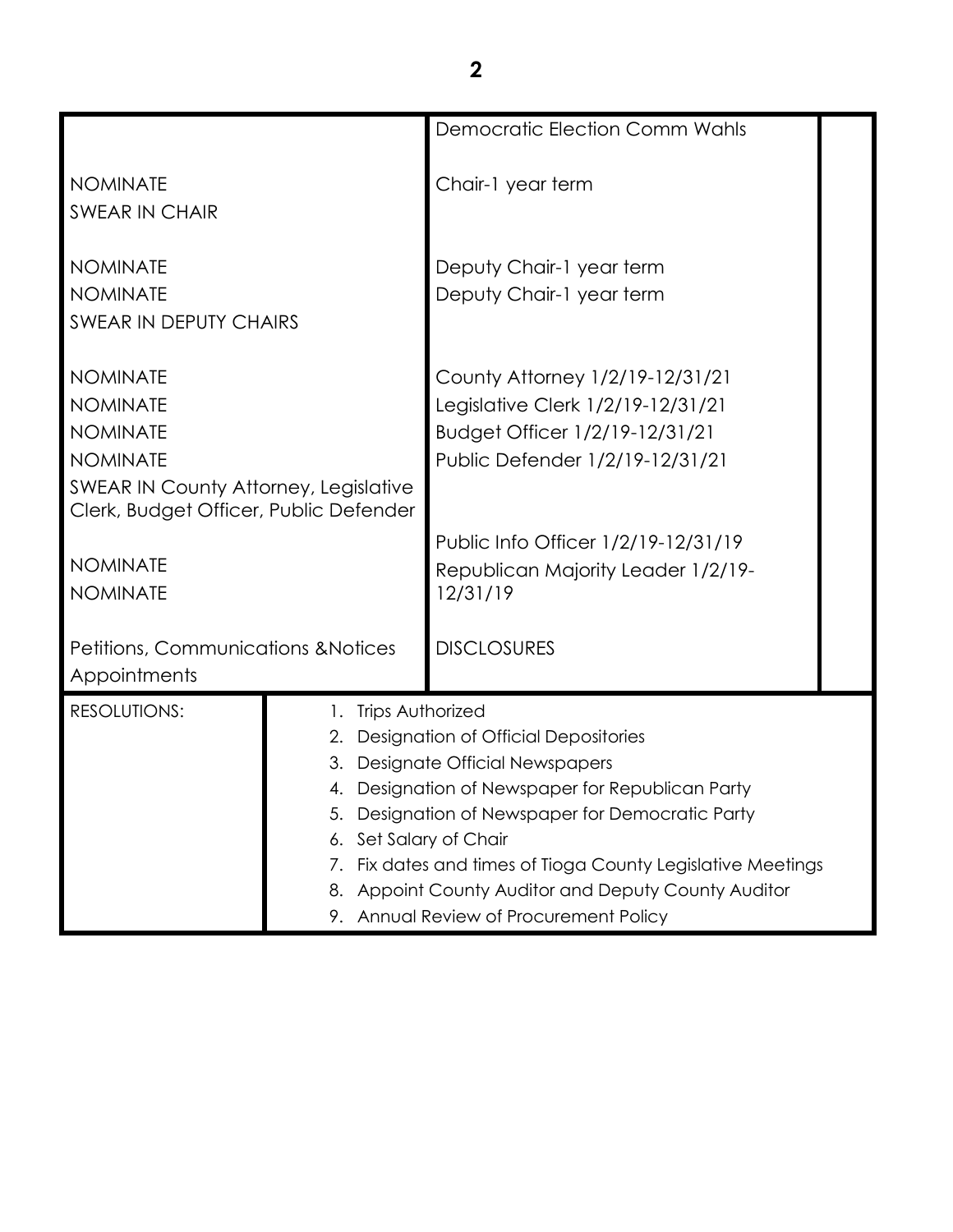| | |
|---|---|
| | Democratic Election Comm Wahls |
| NOMINATE<br>SWEAR IN CHAIR | Chair-1 year term |
| NOMINATE<br>NOMINATE<br>SWEAR IN DEPUTY CHAIRS | Deputy Chair-1 year term<br>Deputy Chair-1 year term |
| NOMINATE<br>NOMINATE<br>NOMINATE<br>NOMINATE<br>SWEAR IN County Attorney, Legislative Clerk, Budget Officer, Public Defender | County Attorney 1/2/19-12/31/21<br>Legislative Clerk 1/2/19-12/31/21<br>Budget Officer 1/2/19-12/31/21<br>Public Defender 1/2/19-12/31/21 |
| NOMINATE<br>NOMINATE | Public Info Officer 1/2/19-12/31/19<br>Republican Majority Leader 1/2/19-12/31/19 |
| Petitions, Communications &Notices Appointments | DISCLOSURES |

| | |
|---|---|
| RESOLUTIONS: | 1. Trips Authorized<br>2. Designation of Official Depositories<br>3. Designate Official Newspapers<br>4. Designation of Newspaper for Republican Party<br>5. Designation of Newspaper for Democratic Party<br>6. Set Salary of Chair<br>7. Fix dates and times of Tioga County Legislative Meetings<br>8. Appoint County Auditor and Deputy County Auditor<br>9. Annual Review of Procurement Policy |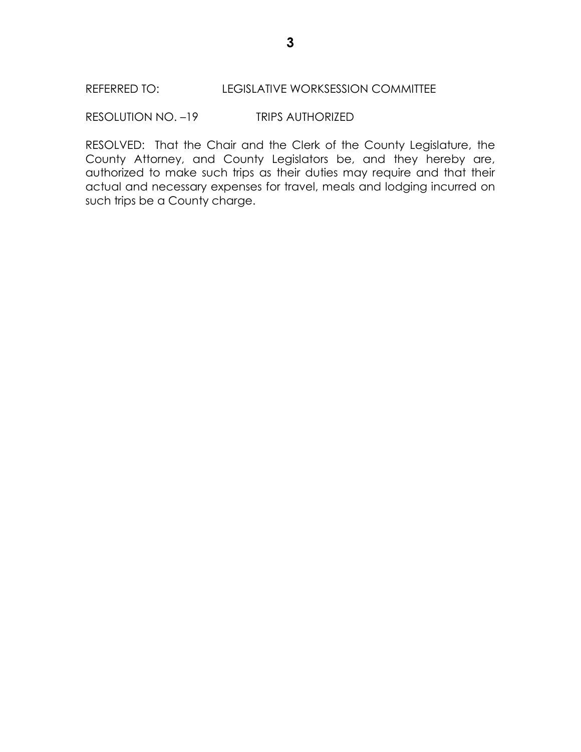REFERRED TO: LEGISLATIVE WORKSESSION COMMITTEE

RESOLUTION NO. –19 TRIPS AUTHORIZED

RESOLVED: That the Chair and the Clerk of the County Legislature, the County Attorney, and County Legislators be, and they hereby are, authorized to make such trips as their duties may require and that their actual and necessary expenses for travel, meals and lodging incurred on such trips be a County charge.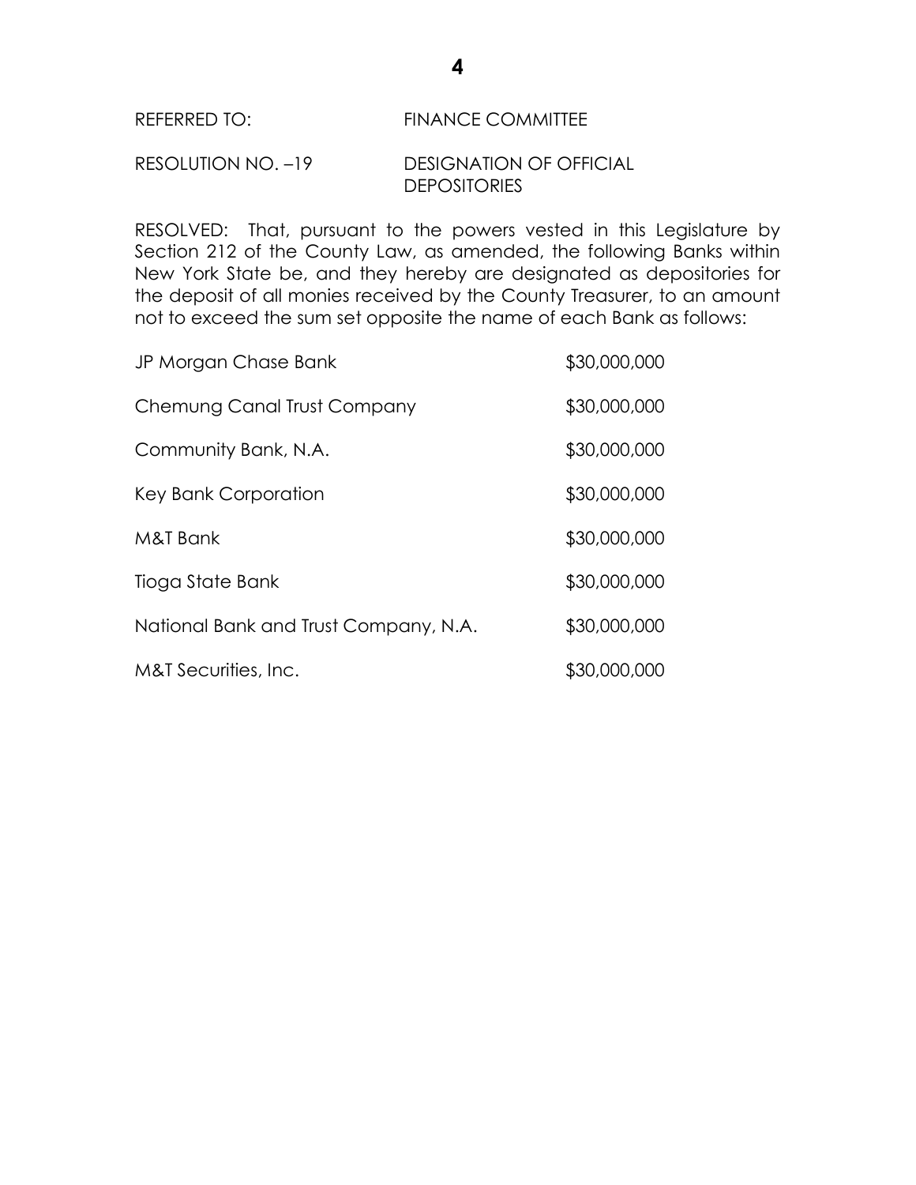REFERRED TO: FINANCE COMMITTEE

RESOLUTION NO. –19 DESIGNATION OF OFFICIAL DEPOSITORIES

RESOLVED: That, pursuant to the powers vested in this Legislature by Section 212 of the County Law, as amended, the following Banks within New York State be, and they hereby are designated as depositories for the deposit of all monies received by the County Treasurer, to an amount not to exceed the sum set opposite the name of each Bank as follows:

| | |
|---|---|
| JP Morgan Chase Bank | $30,000,000 |
| Chemung Canal Trust Company | $30,000,000 |
| Community Bank, N.A. | $30,000,000 |
| Key Bank Corporation | $30,000,000 |
| M&T Bank | $30,000,000 |
| Tioga State Bank | $30,000,000 |
| National Bank and Trust Company, N.A. | $30,000,000 |
| M&T Securities, Inc. | $30,000,000 |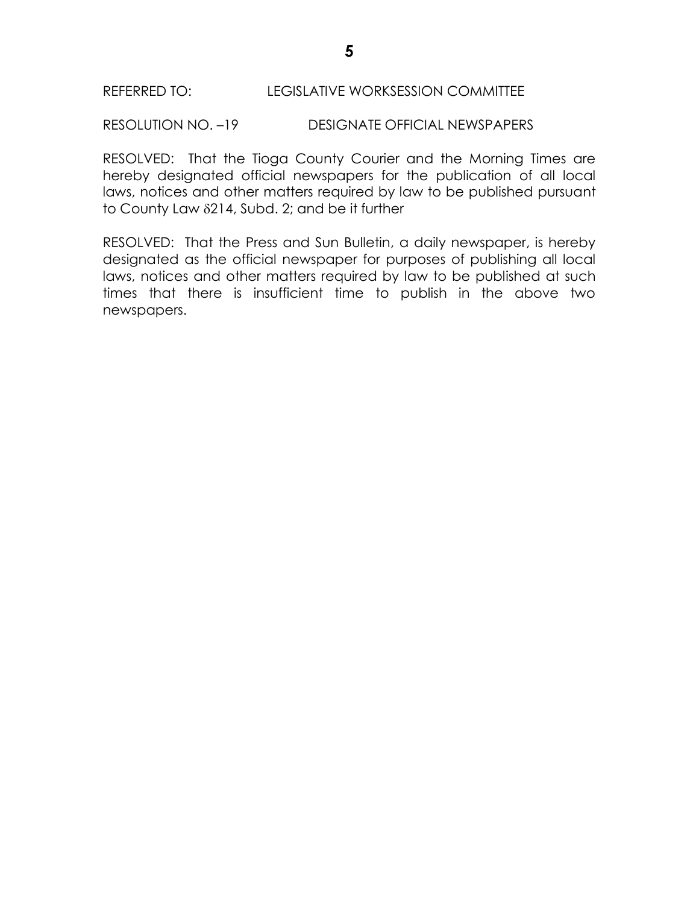REFERRED TO: LEGISLATIVE WORKSESSION COMMITTEE

RESOLUTION NO. –19 DESIGNATE OFFICIAL NEWSPAPERS

RESOLVED: That the Tioga County Courier and the Morning Times are hereby designated official newspapers for the publication of all local laws, notices and other matters required by law to be published pursuant to County Law δ214, Subd. 2; and be it further

RESOLVED: That the Press and Sun Bulletin, a daily newspaper, is hereby designated as the official newspaper for purposes of publishing all local laws, notices and other matters required by law to be published at such times that there is insufficient time to publish in the above two newspapers.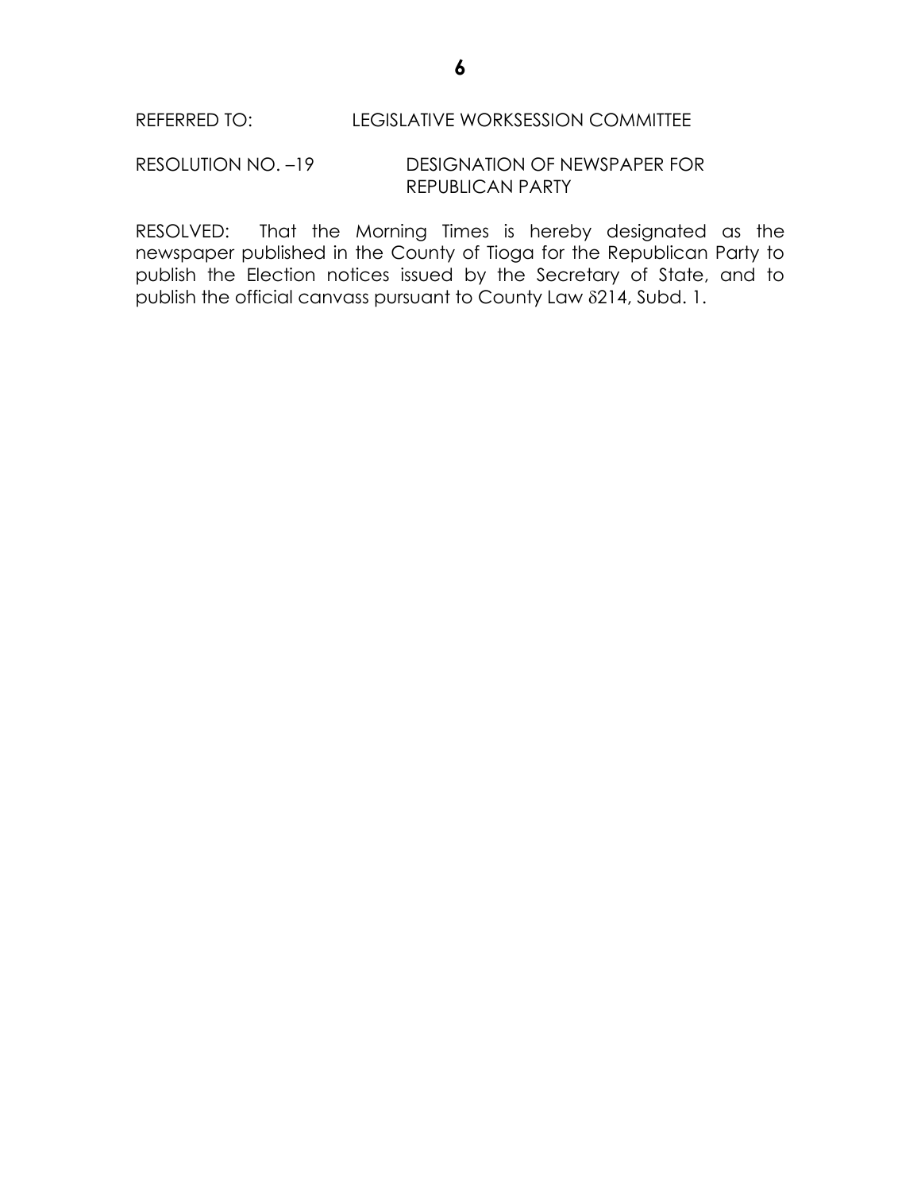REFERRED TO: LEGISLATIVE WORKSESSION COMMITTEE

RESOLUTION NO. –19 DESIGNATION OF NEWSPAPER FOR REPUBLICAN PARTY

RESOLVED: That the Morning Times is hereby designated as the newspaper published in the County of Tioga for the Republican Party to publish the Election notices issued by the Secretary of State, and to publish the official canvass pursuant to County Law δ214, Subd. 1.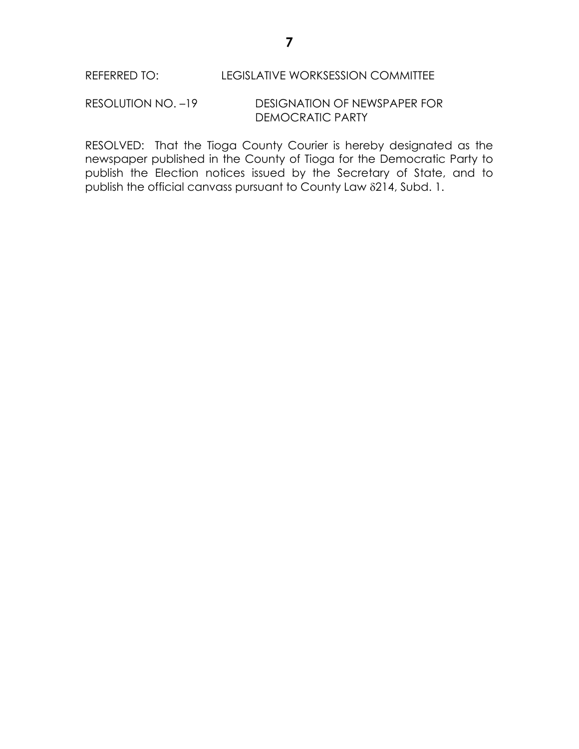REFERRED TO: LEGISLATIVE WORKSESSION COMMITTEE

RESOLUTION NO. –19 DESIGNATION OF NEWSPAPER FOR DEMOCRATIC PARTY

RESOLVED: That the Tioga County Courier is hereby designated as the newspaper published in the County of Tioga for the Democratic Party to publish the Election notices issued by the Secretary of State, and to publish the official canvass pursuant to County Law δ214, Subd. 1.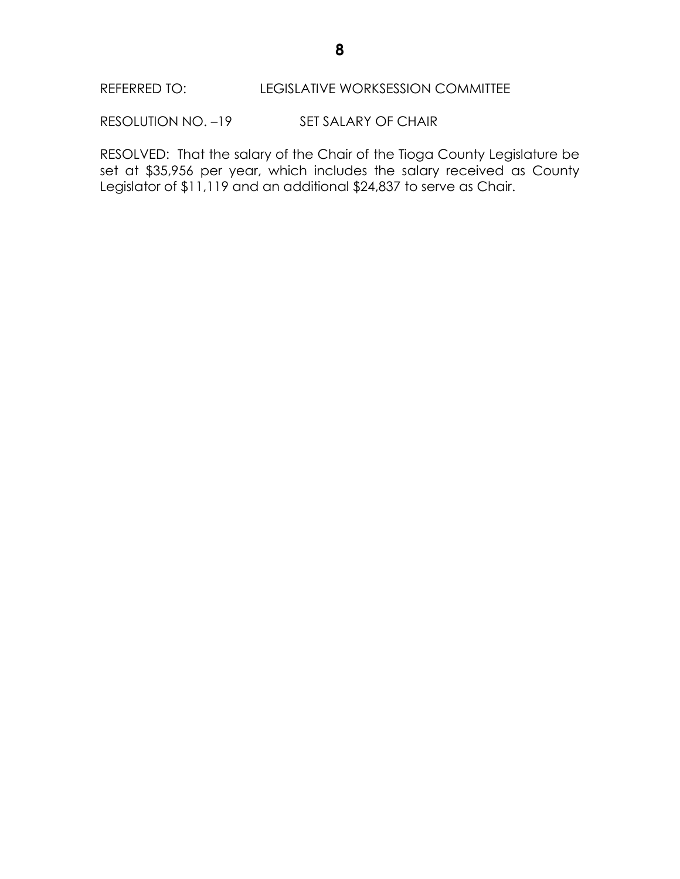REFERRED TO: LEGISLATIVE WORKSESSION COMMITTEE

RESOLUTION NO. –19 SET SALARY OF CHAIR

RESOLVED: That the salary of the Chair of the Tioga County Legislature be set at $35,956 per year, which includes the salary received as County Legislator of $11,119 and an additional $24,837 to serve as Chair.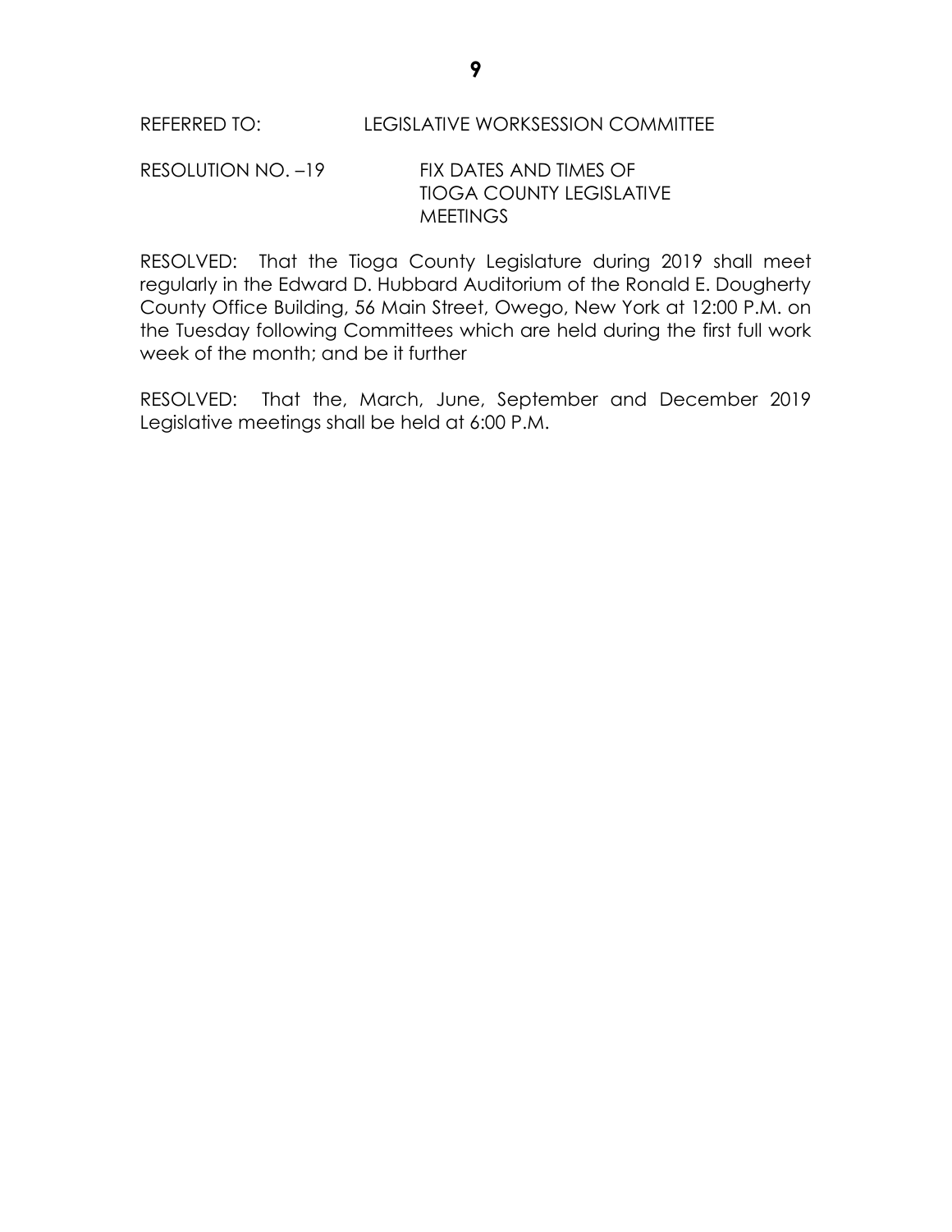REFERRED TO: LEGISLATIVE WORKSESSION COMMITTEE

RESOLUTION NO. –19 FIX DATES AND TIMES OF TIOGA COUNTY LEGISLATIVE MEETINGS

RESOLVED: That the Tioga County Legislature during 2019 shall meet regularly in the Edward D. Hubbard Auditorium of the Ronald E. Dougherty County Office Building, 56 Main Street, Owego, New York at 12:00 P.M. on the Tuesday following Committees which are held during the first full work week of the month; and be it further

RESOLVED: That the, March, June, September and December 2019 Legislative meetings shall be held at 6:00 P.M.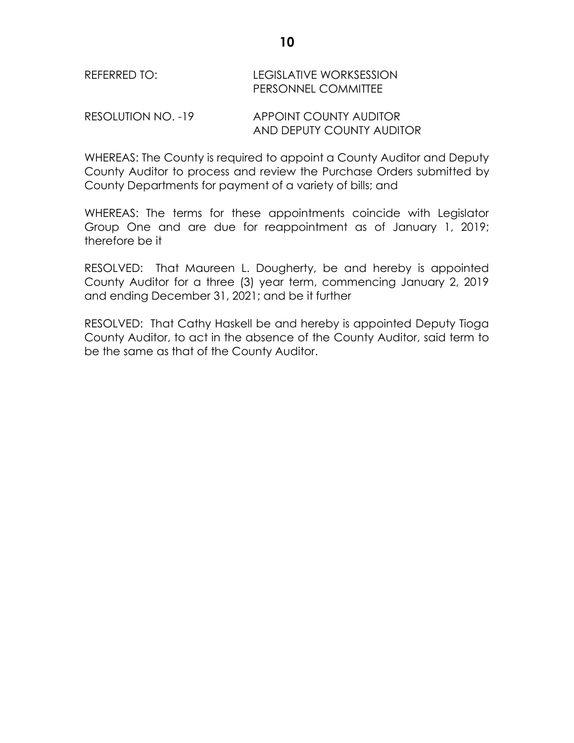REFERRED TO: LEGISLATIVE WORKSESSION
PERSONNEL COMMITTEE

RESOLUTION NO. -19 APPOINT COUNTY AUDITOR
AND DEPUTY COUNTY AUDITOR

WHEREAS: The County is required to appoint a County Auditor and Deputy County Auditor to process and review the Purchase Orders submitted by County Departments for payment of a variety of bills; and

WHEREAS: The terms for these appointments coincide with Legislator Group One and are due for reappointment as of January 1, 2019; therefore be it

RESOLVED: That Maureen L. Dougherty, be and hereby is appointed County Auditor for a three (3) year term, commencing January 2, 2019 and ending December 31, 2021; and be it further

RESOLVED: That Cathy Haskell be and hereby is appointed Deputy Tioga County Auditor, to act in the absence of the County Auditor, said term to be the same as that of the County Auditor.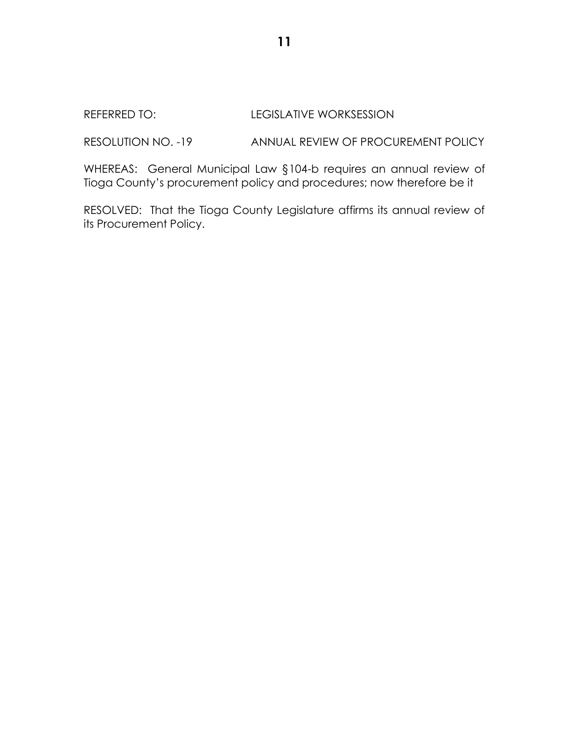REFERRED TO: LEGISLATIVE WORKSESSION

RESOLUTION NO. -19 ANNUAL REVIEW OF PROCUREMENT POLICY

WHEREAS: General Municipal Law §104-b requires an annual review of Tioga County's procurement policy and procedures; now therefore be it

RESOLVED: That the Tioga County Legislature affirms its annual review of its Procurement Policy.